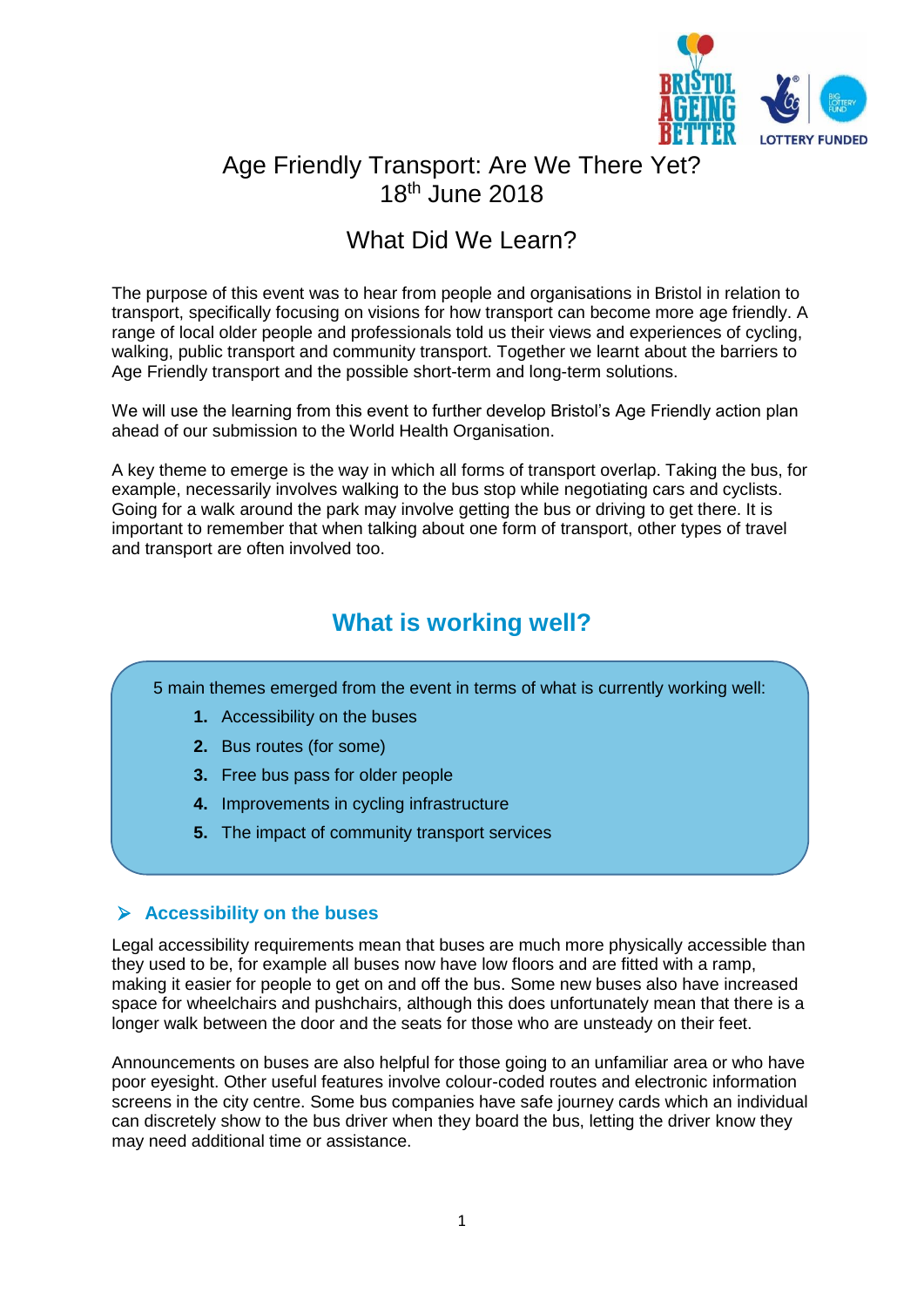# Age Friendly Transport: Are We There Yet?
18th June 2018

## What Did We Learn?

The purpose of this event was to hear from people and organisations in Bristol in relation to transport, specifically focusing on visions for how transport can become more age friendly. A range of local older people and professionals told us their views and experiences of cycling, walking, public transport and community transport. Together we learnt about the barriers to Age Friendly transport and the possible short-term and long-term solutions.

We will use the learning from this event to further develop Bristol's Age Friendly action plan ahead of our submission to the World Health Organisation.

A key theme to emerge is the way in which all forms of transport overlap. Taking the bus, for example, necessarily involves walking to the bus stop while negotiating cars and cyclists. Going for a walk around the park may involve getting the bus or driving to get there. It is important to remember that when talking about one form of transport, other types of travel and transport are often involved too.

## What is working well?

5 main themes emerged from the event in terms of what is currently working well:

1. Accessibility on the buses
2. Bus routes (for some)
3. Free bus pass for older people
4. Improvements in cycling infrastructure
5. The impact of community transport services

### Accessibility on the buses

Legal accessibility requirements mean that buses are much more physically accessible than they used to be, for example all buses now have low floors and are fitted with a ramp, making it easier for people to get on and off the bus. Some new buses also have increased space for wheelchairs and pushchairs, although this does unfortunately mean that there is a longer walk between the door and the seats for those who are unsteady on their feet.

Announcements on buses are also helpful for those going to an unfamiliar area or who have poor eyesight. Other useful features involve colour-coded routes and electronic information screens in the city centre. Some bus companies have safe journey cards which an individual can discretely show to the bus driver when they board the bus, letting the driver know they may need additional time or assistance.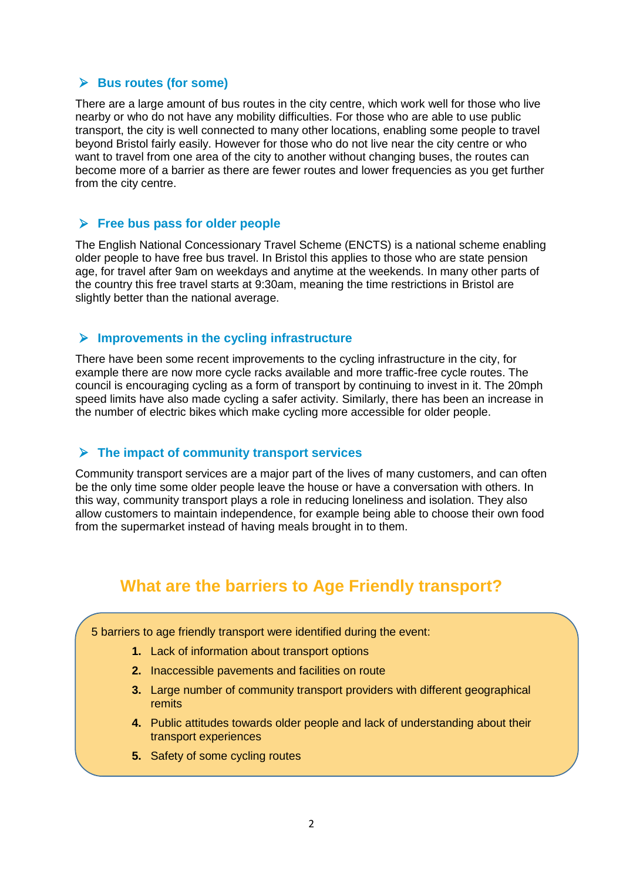### Bus routes (for some)

There are a large amount of bus routes in the city centre, which work well for those who live nearby or who do not have any mobility difficulties. For those who are able to use public transport, the city is well connected to many other locations, enabling some people to travel beyond Bristol fairly easily. However for those who do not live near the city centre or who want to travel from one area of the city to another without changing buses, the routes can become more of a barrier as there are fewer routes and lower frequencies as you get further from the city centre.

### Free bus pass for older people

The English National Concessionary Travel Scheme (ENCTS) is a national scheme enabling older people to have free bus travel. In Bristol this applies to those who are state pension age, for travel after 9am on weekdays and anytime at the weekends. In many other parts of the country this free travel starts at 9:30am, meaning the time restrictions in Bristol are slightly better than the national average.

### Improvements in the cycling infrastructure

There have been some recent improvements to the cycling infrastructure in the city, for example there are now more cycle racks available and more traffic-free cycle routes. The council is encouraging cycling as a form of transport by continuing to invest in it. The 20mph speed limits have also made cycling a safer activity. Similarly, there has been an increase in the number of electric bikes which make cycling more accessible for older people.

### The impact of community transport services

Community transport services are a major part of the lives of many customers, and can often be the only time some older people leave the house or have a conversation with others. In this way, community transport plays a role in reducing loneliness and isolation. They also allow customers to maintain independence, for example being able to choose their own food from the supermarket instead of having meals brought in to them.

## What are the barriers to Age Friendly transport?

5 barriers to age friendly transport were identified during the event:

1. Lack of information about transport options
2. Inaccessible pavements and facilities on route
3. Large number of community transport providers with different geographical remits
4. Public attitudes towards older people and lack of understanding about their transport experiences
5. Safety of some cycling routes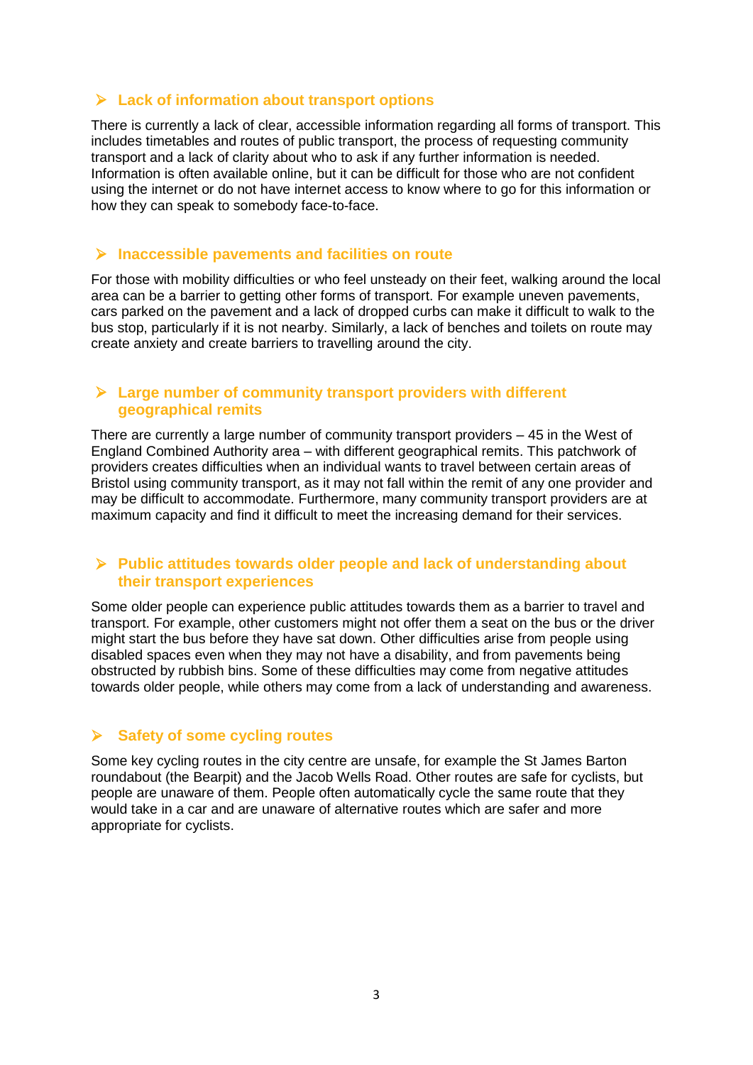### Lack of information about transport options

There is currently a lack of clear, accessible information regarding all forms of transport. This includes timetables and routes of public transport, the process of requesting community transport and a lack of clarity about who to ask if any further information is needed. Information is often available online, but it can be difficult for those who are not confident using the internet or do not have internet access to know where to go for this information or how they can speak to somebody face-to-face.

### Inaccessible pavements and facilities on route

For those with mobility difficulties or who feel unsteady on their feet, walking around the local area can be a barrier to getting other forms of transport. For example uneven pavements, cars parked on the pavement and a lack of dropped curbs can make it difficult to walk to the bus stop, particularly if it is not nearby. Similarly, a lack of benches and toilets on route may create anxiety and create barriers to travelling around the city.

### Large number of community transport providers with different geographical remits

There are currently a large number of community transport providers – 45 in the West of England Combined Authority area – with different geographical remits. This patchwork of providers creates difficulties when an individual wants to travel between certain areas of Bristol using community transport, as it may not fall within the remit of any one provider and may be difficult to accommodate. Furthermore, many community transport providers are at maximum capacity and find it difficult to meet the increasing demand for their services.

### Public attitudes towards older people and lack of understanding about their transport experiences

Some older people can experience public attitudes towards them as a barrier to travel and transport. For example, other customers might not offer them a seat on the bus or the driver might start the bus before they have sat down. Other difficulties arise from people using disabled spaces even when they may not have a disability, and from pavements being obstructed by rubbish bins. Some of these difficulties may come from negative attitudes towards older people, while others may come from a lack of understanding and awareness.

### Safety of some cycling routes

Some key cycling routes in the city centre are unsafe, for example the St James Barton roundabout (the Bearpit) and the Jacob Wells Road. Other routes are safe for cyclists, but people are unaware of them. People often automatically cycle the same route that they would take in a car and are unaware of alternative routes which are safer and more appropriate for cyclists.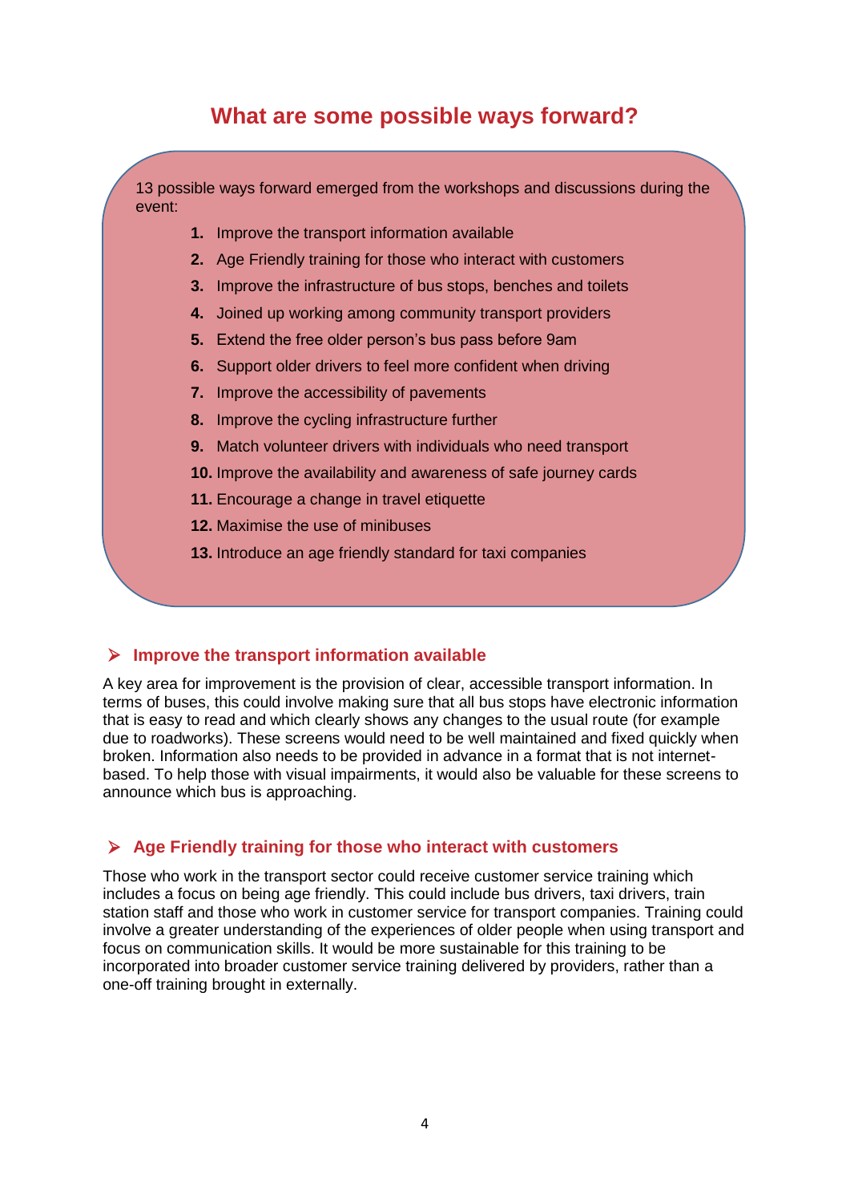# What are some possible ways forward?

13 possible ways forward emerged from the workshops and discussions during the event:

1. Improve the transport information available
2. Age Friendly training for those who interact with customers
3. Improve the infrastructure of bus stops, benches and toilets
4. Joined up working among community transport providers
5. Extend the free older person's bus pass before 9am
6. Support older drivers to feel more confident when driving
7. Improve the accessibility of pavements
8. Improve the cycling infrastructure further
9. Match volunteer drivers with individuals who need transport
10. Improve the availability and awareness of safe journey cards
11. Encourage a change in travel etiquette
12. Maximise the use of minibuses
13. Introduce an age friendly standard for taxi companies

## Improve the transport information available

A key area for improvement is the provision of clear, accessible transport information. In terms of buses, this could involve making sure that all bus stops have electronic information that is easy to read and which clearly shows any changes to the usual route (for example due to roadworks). These screens would need to be well maintained and fixed quickly when broken. Information also needs to be provided in advance in a format that is not internet-based. To help those with visual impairments, it would also be valuable for these screens to announce which bus is approaching.

## Age Friendly training for those who interact with customers

Those who work in the transport sector could receive customer service training which includes a focus on being age friendly. This could include bus drivers, taxi drivers, train station staff and those who work in customer service for transport companies. Training could involve a greater understanding of the experiences of older people when using transport and focus on communication skills. It would be more sustainable for this training to be incorporated into broader customer service training delivered by providers, rather than a one-off training brought in externally.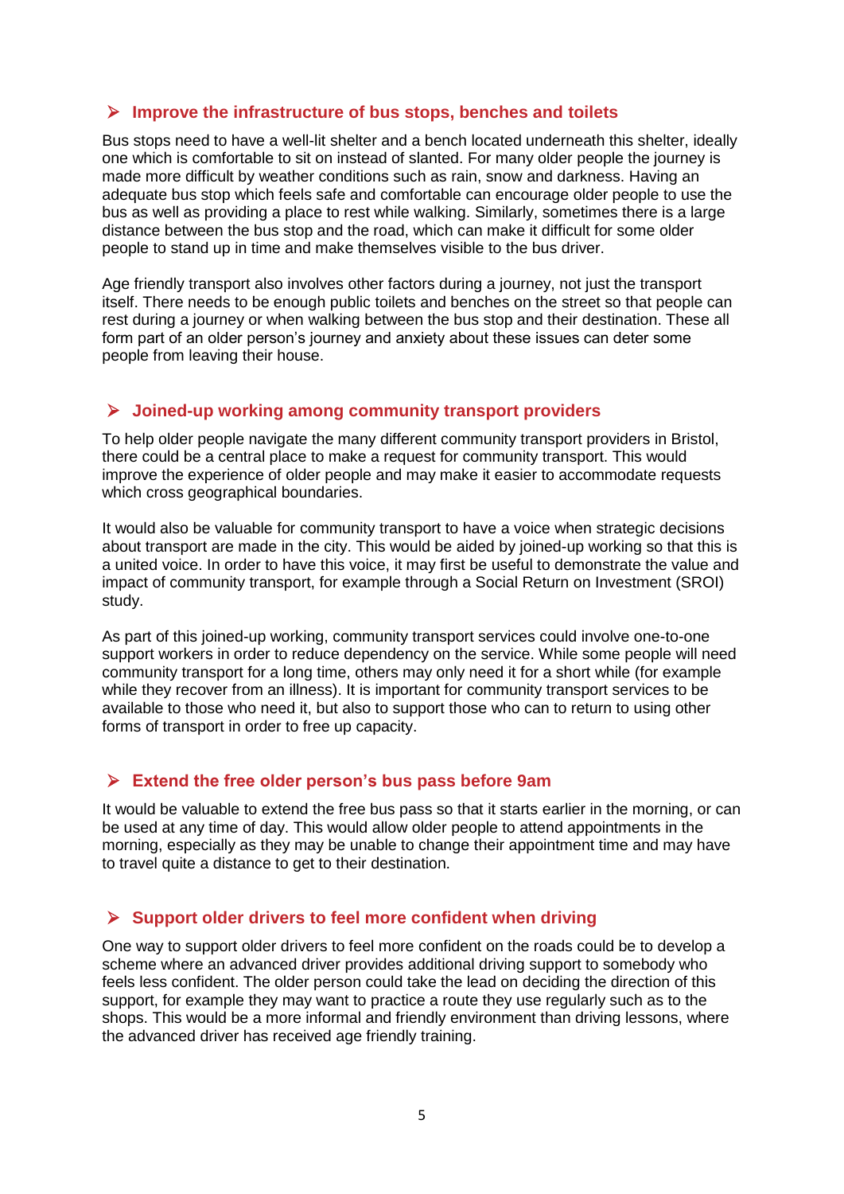### ➢ Improve the infrastructure of bus stops, benches and toilets

Bus stops need to have a well-lit shelter and a bench located underneath this shelter, ideally one which is comfortable to sit on instead of slanted. For many older people the journey is made more difficult by weather conditions such as rain, snow and darkness. Having an adequate bus stop which feels safe and comfortable can encourage older people to use the bus as well as providing a place to rest while walking. Similarly, sometimes there is a large distance between the bus stop and the road, which can make it difficult for some older people to stand up in time and make themselves visible to the bus driver.

Age friendly transport also involves other factors during a journey, not just the transport itself. There needs to be enough public toilets and benches on the street so that people can rest during a journey or when walking between the bus stop and their destination. These all form part of an older person's journey and anxiety about these issues can deter some people from leaving their house.

### ➢ Joined-up working among community transport providers

To help older people navigate the many different community transport providers in Bristol, there could be a central place to make a request for community transport. This would improve the experience of older people and may make it easier to accommodate requests which cross geographical boundaries.

It would also be valuable for community transport to have a voice when strategic decisions about transport are made in the city. This would be aided by joined-up working so that this is a united voice. In order to have this voice, it may first be useful to demonstrate the value and impact of community transport, for example through a Social Return on Investment (SROI) study.

As part of this joined-up working, community transport services could involve one-to-one support workers in order to reduce dependency on the service. While some people will need community transport for a long time, others may only need it for a short while (for example while they recover from an illness). It is important for community transport services to be available to those who need it, but also to support those who can to return to using other forms of transport in order to free up capacity.

### ➢ Extend the free older person's bus pass before 9am

It would be valuable to extend the free bus pass so that it starts earlier in the morning, or can be used at any time of day. This would allow older people to attend appointments in the morning, especially as they may be unable to change their appointment time and may have to travel quite a distance to get to their destination.

### ➢ Support older drivers to feel more confident when driving

One way to support older drivers to feel more confident on the roads could be to develop a scheme where an advanced driver provides additional driving support to somebody who feels less confident. The older person could take the lead on deciding the direction of this support, for example they may want to practice a route they use regularly such as to the shops. This would be a more informal and friendly environment than driving lessons, where the advanced driver has received age friendly training.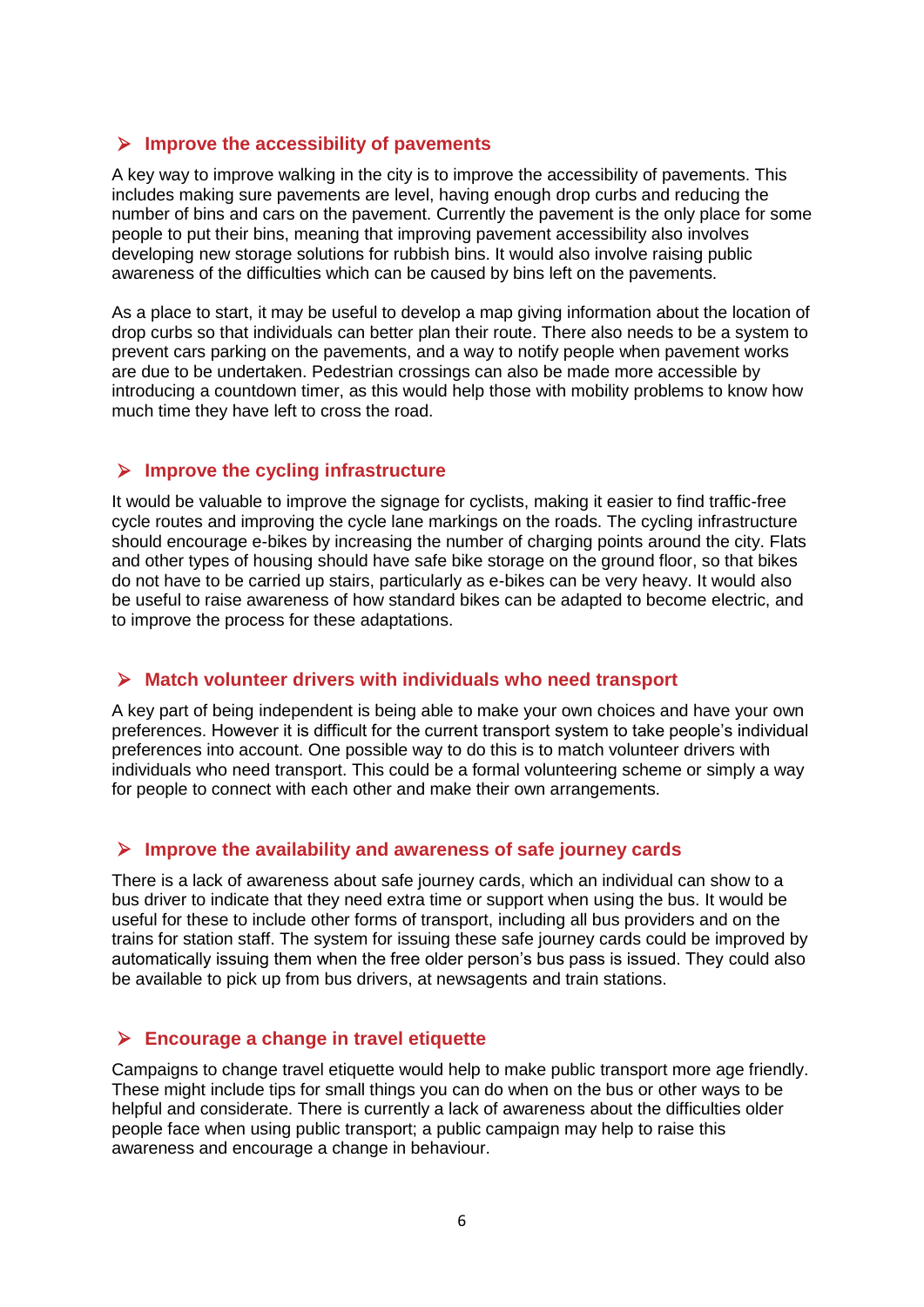## ➢ Improve the accessibility of pavements

A key way to improve walking in the city is to improve the accessibility of pavements. This includes making sure pavements are level, having enough drop curbs and reducing the number of bins and cars on the pavement. Currently the pavement is the only place for some people to put their bins, meaning that improving pavement accessibility also involves developing new storage solutions for rubbish bins. It would also involve raising public awareness of the difficulties which can be caused by bins left on the pavements.

As a place to start, it may be useful to develop a map giving information about the location of drop curbs so that individuals can better plan their route. There also needs to be a system to prevent cars parking on the pavements, and a way to notify people when pavement works are due to be undertaken. Pedestrian crossings can also be made more accessible by introducing a countdown timer, as this would help those with mobility problems to know how much time they have left to cross the road.

## ➢ Improve the cycling infrastructure

It would be valuable to improve the signage for cyclists, making it easier to find traffic-free cycle routes and improving the cycle lane markings on the roads. The cycling infrastructure should encourage e-bikes by increasing the number of charging points around the city. Flats and other types of housing should have safe bike storage on the ground floor, so that bikes do not have to be carried up stairs, particularly as e-bikes can be very heavy. It would also be useful to raise awareness of how standard bikes can be adapted to become electric, and to improve the process for these adaptations.

## ➢ Match volunteer drivers with individuals who need transport

A key part of being independent is being able to make your own choices and have your own preferences. However it is difficult for the current transport system to take people's individual preferences into account. One possible way to do this is to match volunteer drivers with individuals who need transport. This could be a formal volunteering scheme or simply a way for people to connect with each other and make their own arrangements.

## ➢ Improve the availability and awareness of safe journey cards

There is a lack of awareness about safe journey cards, which an individual can show to a bus driver to indicate that they need extra time or support when using the bus. It would be useful for these to include other forms of transport, including all bus providers and on the trains for station staff. The system for issuing these safe journey cards could be improved by automatically issuing them when the free older person's bus pass is issued. They could also be available to pick up from bus drivers, at newsagents and train stations.

## ➢ Encourage a change in travel etiquette

Campaigns to change travel etiquette would help to make public transport more age friendly. These might include tips for small things you can do when on the bus or other ways to be helpful and considerate. There is currently a lack of awareness about the difficulties older people face when using public transport; a public campaign may help to raise this awareness and encourage a change in behaviour.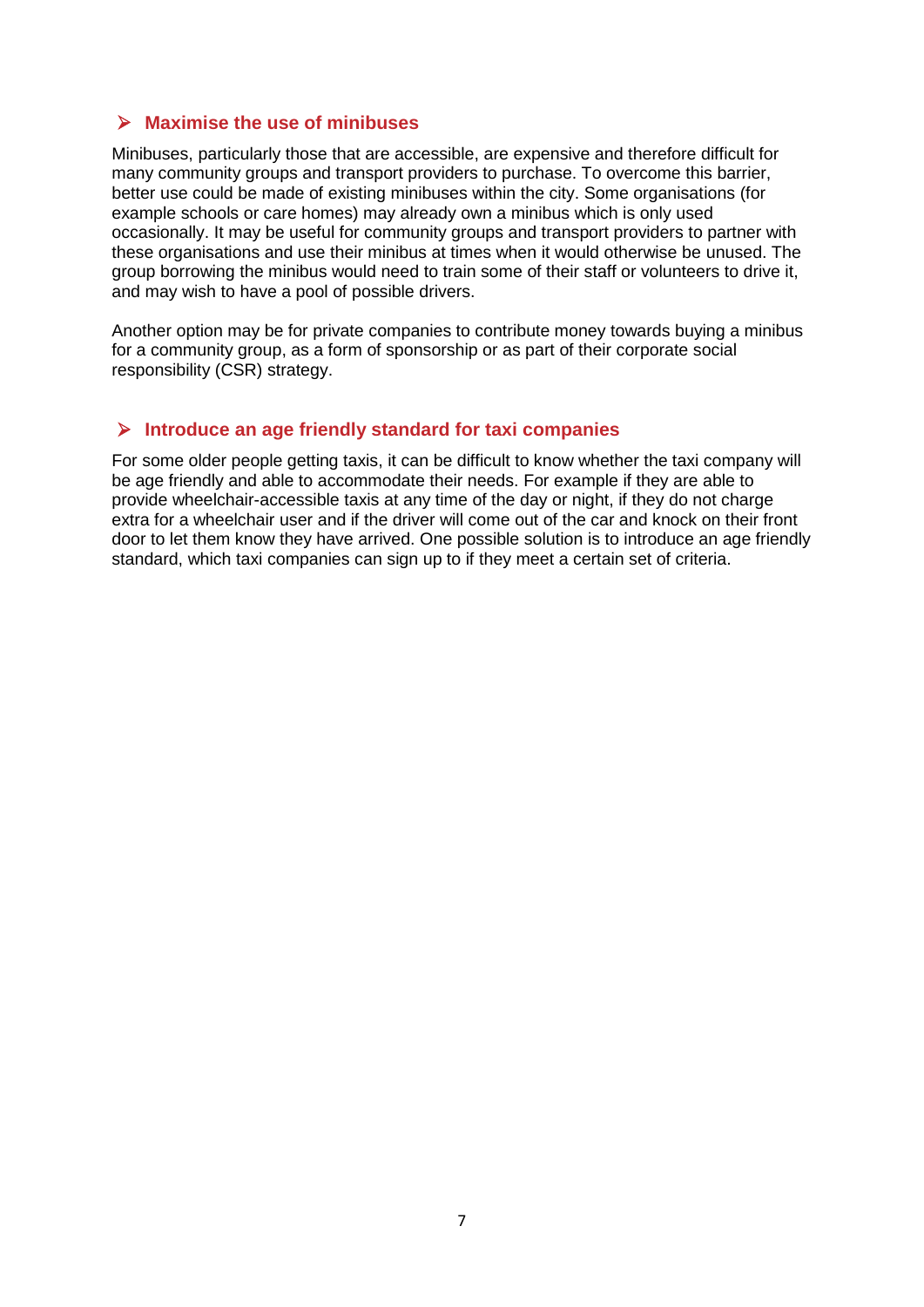## Maximise the use of minibuses

Minibuses, particularly those that are accessible, are expensive and therefore difficult for many community groups and transport providers to purchase. To overcome this barrier, better use could be made of existing minibuses within the city. Some organisations (for example schools or care homes) may already own a minibus which is only used occasionally. It may be useful for community groups and transport providers to partner with these organisations and use their minibus at times when it would otherwise be unused. The group borrowing the minibus would need to train some of their staff or volunteers to drive it, and may wish to have a pool of possible drivers.

Another option may be for private companies to contribute money towards buying a minibus for a community group, as a form of sponsorship or as part of their corporate social responsibility (CSR) strategy.

## Introduce an age friendly standard for taxi companies

For some older people getting taxis, it can be difficult to know whether the taxi company will be age friendly and able to accommodate their needs. For example if they are able to provide wheelchair-accessible taxis at any time of the day or night, if they do not charge extra for a wheelchair user and if the driver will come out of the car and knock on their front door to let them know they have arrived. One possible solution is to introduce an age friendly standard, which taxi companies can sign up to if they meet a certain set of criteria.